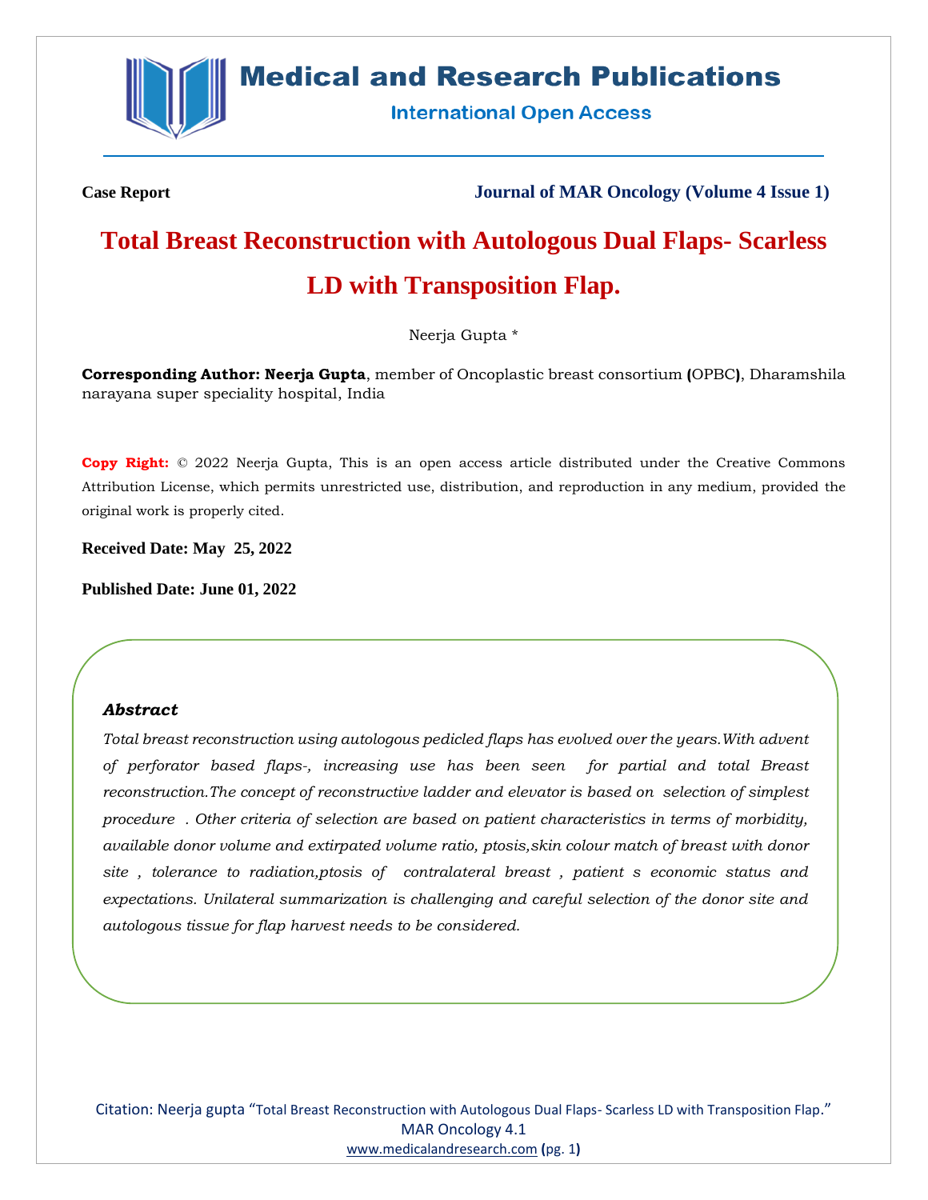**Case Report** **Journal of MAR Oncology (Volume 4 Issue 1)**

# Total Breast Reconstruction with Autologous Dual Flaps- Scarless LD with Transposition Flap.

Neerja Gupta *

**Corresponding Author: Neerja Gupta**, member of Oncoplastic breast consortium **(**OPBC**)**, Dharamshila narayana super speciality hospital, India

**Copy Right:** © 2022 Neerja Gupta, This is an open access article distributed under the Creative Commons Attribution License, which permits unrestricted use, distribution, and reproduction in any medium, provided the original work is properly cited.

**Received Date: May 25, 2022**

**Published Date: June 01, 2022**

### Abstract

*Total breast reconstruction using autologous pedicled flaps has evolved over the years.With advent of perforator based flaps-, increasing use has been seen for partial and total Breast reconstruction.The concept of reconstructive ladder and elevator is based on selection of simplest procedure . Other criteria of selection are based on patient characteristics in terms of morbidity, available donor volume and extirpated volume ratio, ptosis,skin colour match of breast with donor site , tolerance to radiation,ptosis of contralateral breast , patient s economic status and expectations. Unilateral summarization is challenging and careful selection of the donor site and autologous tissue for flap harvest needs to be considered.*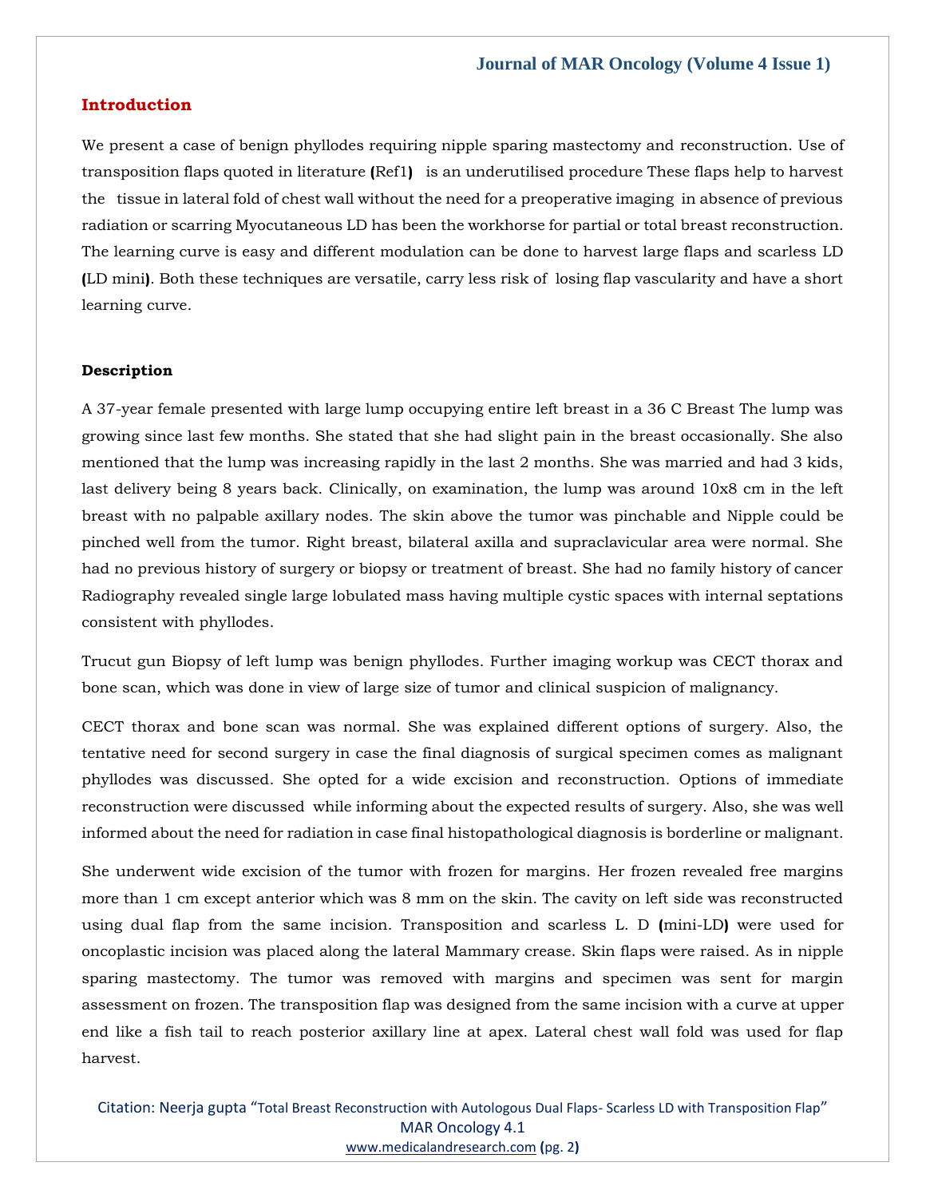## Introduction

We present a case of benign phyllodes requiring nipple sparing mastectomy and reconstruction. Use of transposition flaps quoted in literature (Ref1) is an underutilised procedure These flaps help to harvest the tissue in lateral fold of chest wall without the need for a preoperative imaging in absence of previous radiation or scarring Myocutaneous LD has been the workhorse for partial or total breast reconstruction. The learning curve is easy and different modulation can be done to harvest large flaps and scarless LD (LD mini). Both these techniques are versatile, carry less risk of losing flap vascularity and have a short learning curve.

### Description

A 37-year female presented with large lump occupying entire left breast in a 36 C Breast The lump was growing since last few months. She stated that she had slight pain in the breast occasionally. She also mentioned that the lump was increasing rapidly in the last 2 months. She was married and had 3 kids, last delivery being 8 years back. Clinically, on examination, the lump was around 10x8 cm in the left breast with no palpable axillary nodes. The skin above the tumor was pinchable and Nipple could be pinched well from the tumor. Right breast, bilateral axilla and supraclavicular area were normal. She had no previous history of surgery or biopsy or treatment of breast. She had no family history of cancer Radiography revealed single large lobulated mass having multiple cystic spaces with internal septations consistent with phyllodes.

Trucut gun Biopsy of left lump was benign phyllodes. Further imaging workup was CECT thorax and bone scan, which was done in view of large size of tumor and clinical suspicion of malignancy.

CECT thorax and bone scan was normal. She was explained different options of surgery. Also, the tentative need for second surgery in case the final diagnosis of surgical specimen comes as malignant phyllodes was discussed. She opted for a wide excision and reconstruction. Options of immediate reconstruction were discussed while informing about the expected results of surgery. Also, she was well informed about the need for radiation in case final histopathological diagnosis is borderline or malignant.

She underwent wide excision of the tumor with frozen for margins. Her frozen revealed free margins more than 1 cm except anterior which was 8 mm on the skin. The cavity on left side was reconstructed using dual flap from the same incision. Transposition and scarless L. D (mini-LD) were used for oncoplastic incision was placed along the lateral Mammary crease. Skin flaps were raised. As in nipple sparing mastectomy. The tumor was removed with margins and specimen was sent for margin assessment on frozen. The transposition flap was designed from the same incision with a curve at upper end like a fish tail to reach posterior axillary line at apex. Lateral chest wall fold was used for flap harvest.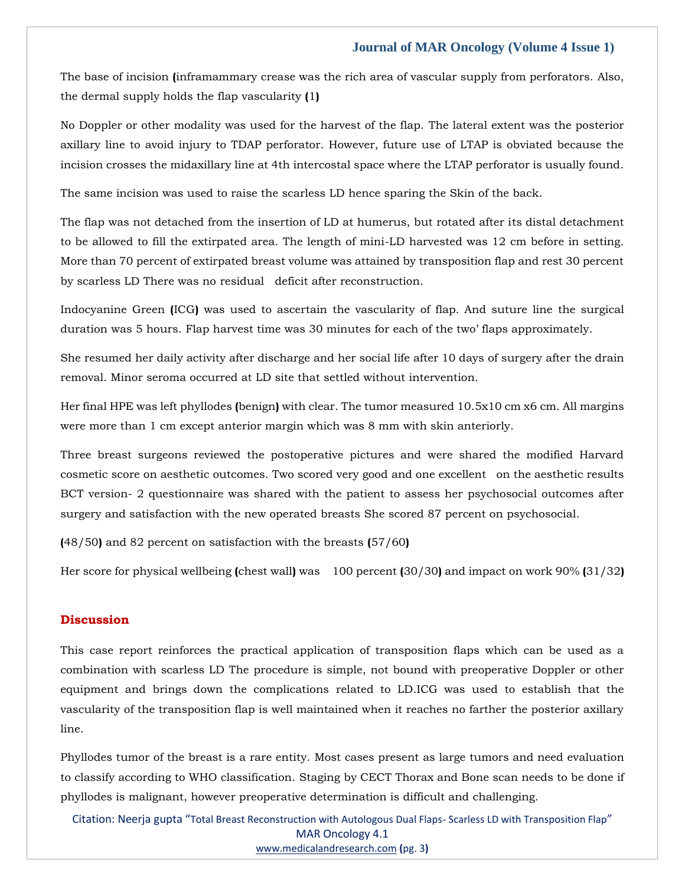The base of incision (inframammary crease was the rich area of vascular supply from perforators. Also, the dermal supply holds the flap vascularity (1)

No Doppler or other modality was used for the harvest of the flap. The lateral extent was the posterior axillary line to avoid injury to TDAP perforator. However, future use of LTAP is obviated because the incision crosses the midaxillary line at 4th intercostal space where the LTAP perforator is usually found.

The same incision was used to raise the scarless LD hence sparing the Skin of the back.

The flap was not detached from the insertion of LD at humerus, but rotated after its distal detachment to be allowed to fill the extirpated area. The length of mini-LD harvested was 12 cm before in setting. More than 70 percent of extirpated breast volume was attained by transposition flap and rest 30 percent by scarless LD There was no residual deficit after reconstruction.

Indocyanine Green (ICG) was used to ascertain the vascularity of flap. And suture line the surgical duration was 5 hours. Flap harvest time was 30 minutes for each of the two' flaps approximately.

She resumed her daily activity after discharge and her social life after 10 days of surgery after the drain removal. Minor seroma occurred at LD site that settled without intervention.

Her final HPE was left phyllodes (benign) with clear. The tumor measured 10.5x10 cm x6 cm. All margins were more than 1 cm except anterior margin which was 8 mm with skin anteriorly.

Three breast surgeons reviewed the postoperative pictures and were shared the modified Harvard cosmetic score on aesthetic outcomes. Two scored very good and one excellent on the aesthetic results BCT version- 2 questionnaire was shared with the patient to assess her psychosocial outcomes after surgery and satisfaction with the new operated breasts She scored 87 percent on psychosocial.

(48/50) and 82 percent on satisfaction with the breasts (57/60)

Her score for physical wellbeing (chest wall) was 100 percent (30/30) and impact on work 90% (31/32)

## Discussion

This case report reinforces the practical application of transposition flaps which can be used as a combination with scarless LD The procedure is simple, not bound with preoperative Doppler or other equipment and brings down the complications related to LD.ICG was used to establish that the vascularity of the transposition flap is well maintained when it reaches no farther the posterior axillary line.

Phyllodes tumor of the breast is a rare entity. Most cases present as large tumors and need evaluation to classify according to WHO classification. Staging by CECT Thorax and Bone scan needs to be done if phyllodes is malignant, however preoperative determination is difficult and challenging.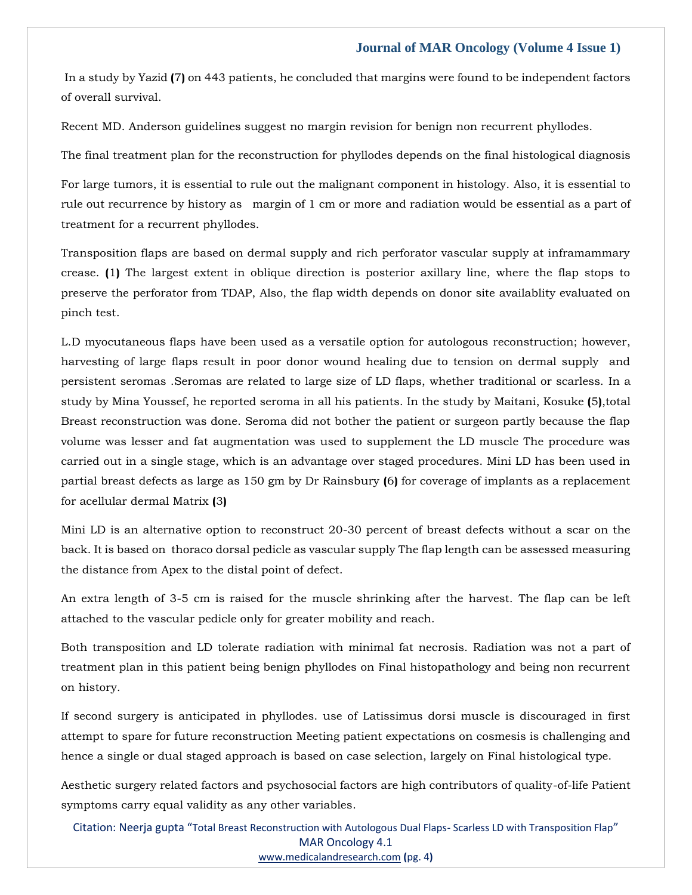In a study by Yazid (7) on 443 patients, he concluded that margins were found to be independent factors of overall survival.

Recent MD. Anderson guidelines suggest no margin revision for benign non recurrent phyllodes.

The final treatment plan for the reconstruction for phyllodes depends on the final histological diagnosis

For large tumors, it is essential to rule out the malignant component in histology. Also, it is essential to rule out recurrence by history as margin of 1 cm or more and radiation would be essential as a part of treatment for a recurrent phyllodes.

Transposition flaps are based on dermal supply and rich perforator vascular supply at inframammary crease. (1) The largest extent in oblique direction is posterior axillary line, where the flap stops to preserve the perforator from TDAP, Also, the flap width depends on donor site availablity evaluated on pinch test.

L.D myocutaneous flaps have been used as a versatile option for autologous reconstruction; however, harvesting of large flaps result in poor donor wound healing due to tension on dermal supply and persistent seromas .Seromas are related to large size of LD flaps, whether traditional or scarless. In a study by Mina Youssef, he reported seroma in all his patients. In the study by Maitani, Kosuke (5),total Breast reconstruction was done. Seroma did not bother the patient or surgeon partly because the flap volume was lesser and fat augmentation was used to supplement the LD muscle The procedure was carried out in a single stage, which is an advantage over staged procedures. Mini LD has been used in partial breast defects as large as 150 gm by Dr Rainsbury (6) for coverage of implants as a replacement for acellular dermal Matrix (3)

Mini LD is an alternative option to reconstruct 20-30 percent of breast defects without a scar on the back. It is based on thoraco dorsal pedicle as vascular supply The flap length can be assessed measuring the distance from Apex to the distal point of defect.

An extra length of 3-5 cm is raised for the muscle shrinking after the harvest. The flap can be left attached to the vascular pedicle only for greater mobility and reach.

Both transposition and LD tolerate radiation with minimal fat necrosis. Radiation was not a part of treatment plan in this patient being benign phyllodes on Final histopathology and being non recurrent on history.

If second surgery is anticipated in phyllodes. use of Latissimus dorsi muscle is discouraged in first attempt to spare for future reconstruction Meeting patient expectations on cosmesis is challenging and hence a single or dual staged approach is based on case selection, largely on Final histological type.

Aesthetic surgery related factors and psychosocial factors are high contributors of quality-of-life Patient symptoms carry equal validity as any other variables.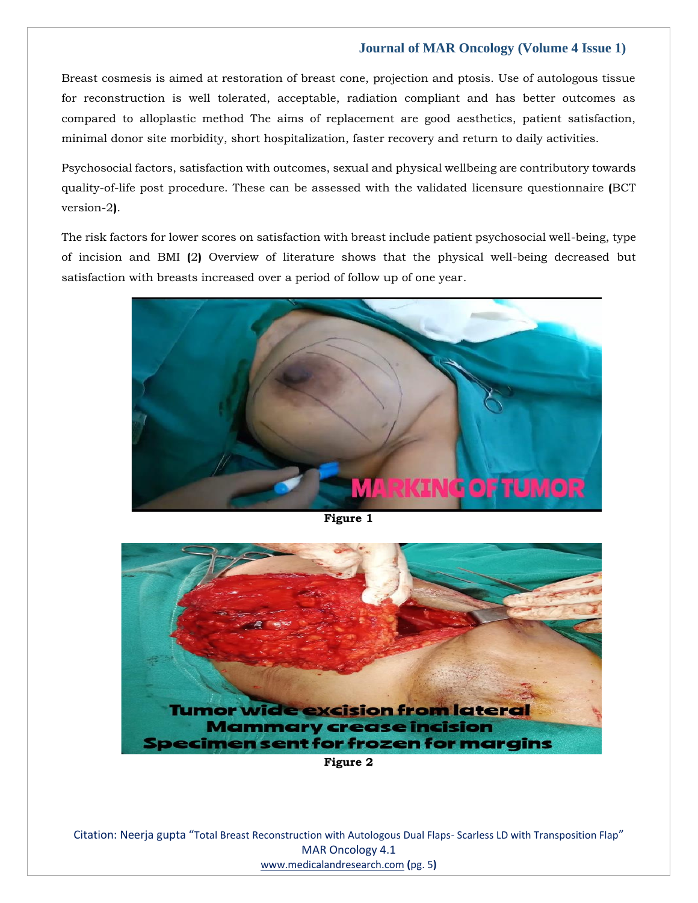Breast cosmesis is aimed at restoration of breast cone, projection and ptosis. Use of autologous tissue for reconstruction is well tolerated, acceptable, radiation compliant and has better outcomes as compared to alloplastic method The aims of replacement are good aesthetics, patient satisfaction, minimal donor site morbidity, short hospitalization, faster recovery and return to daily activities.

Psychosocial factors, satisfaction with outcomes, sexual and physical wellbeing are contributory towards quality-of-life post procedure. These can be assessed with the validated licensure questionnaire **(**BCT version-2**)**.

The risk factors for lower scores on satisfaction with breast include patient psychosocial well-being, type of incision and BMI **(**2**)** Overview of literature shows that the physical well-being decreased but satisfaction with breasts increased over a period of follow up of one year.

**Figure 1**

**Figure 2**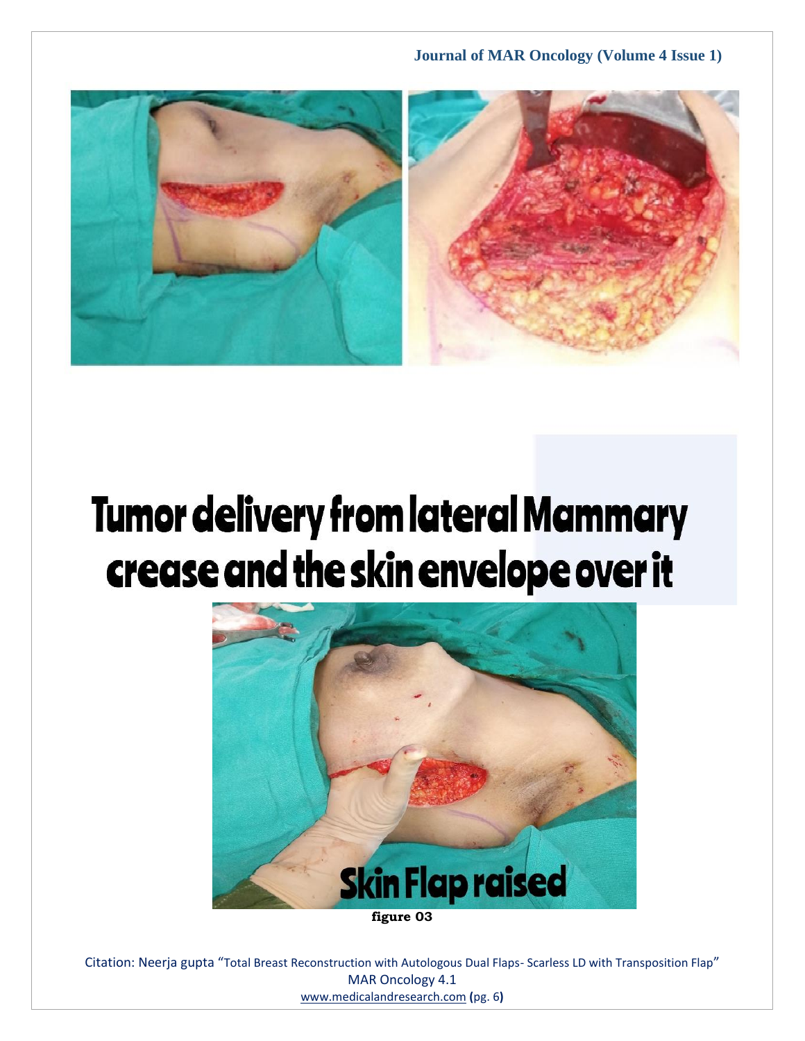Tumor delivery from lateral Mammary crease and the skin envelope over it

Skin Flap raised

**figure 03**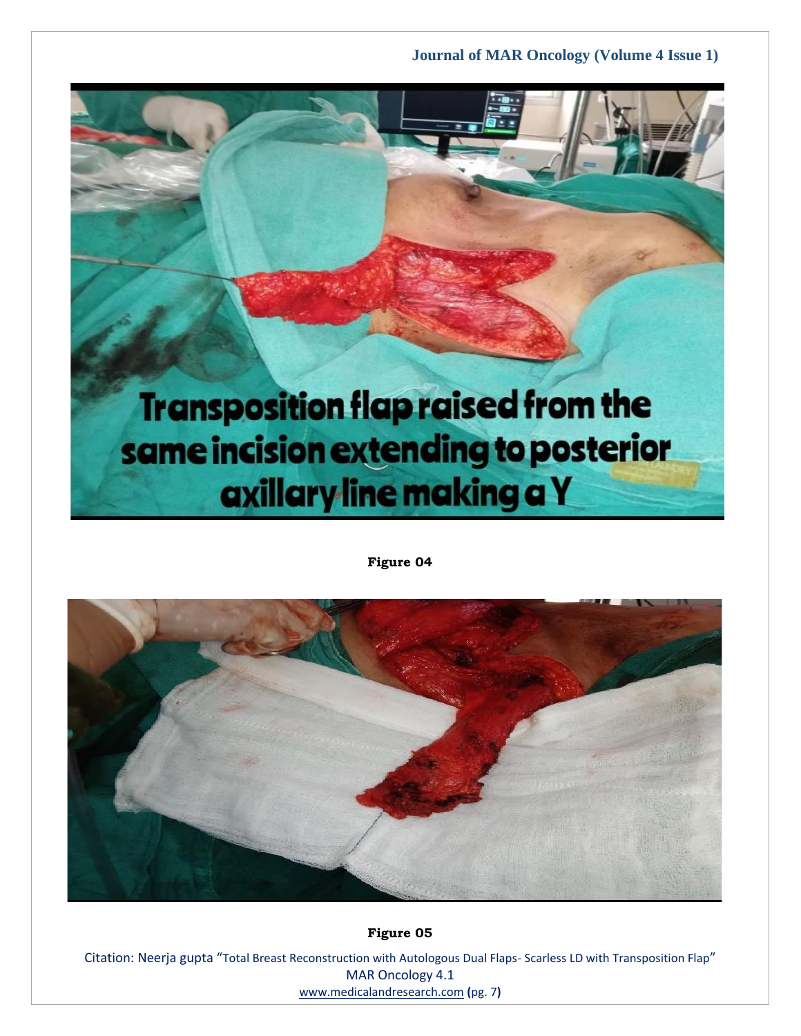Figure 04

Figure 05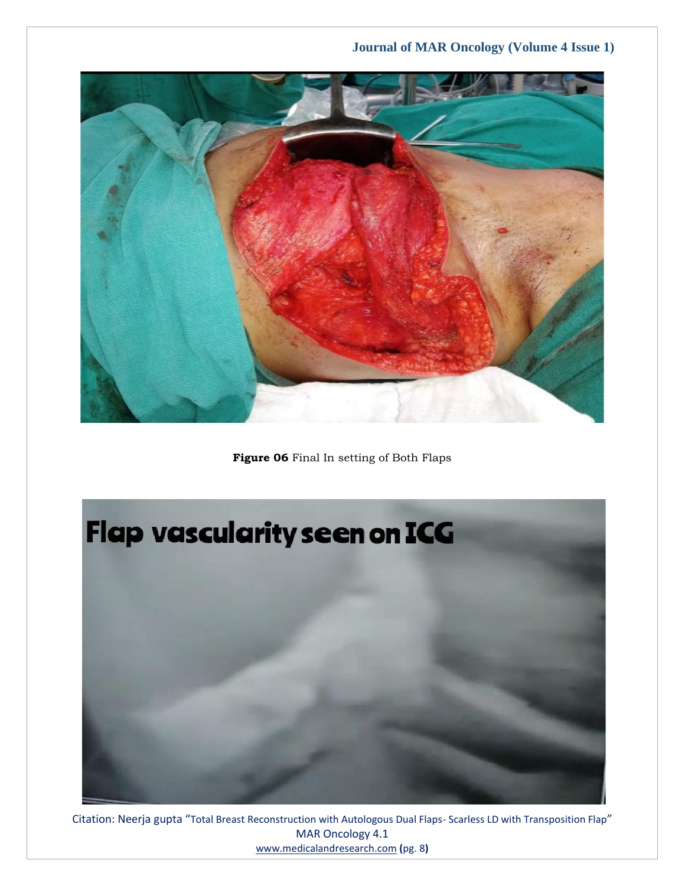**Figure 06** Final In setting of Both Flaps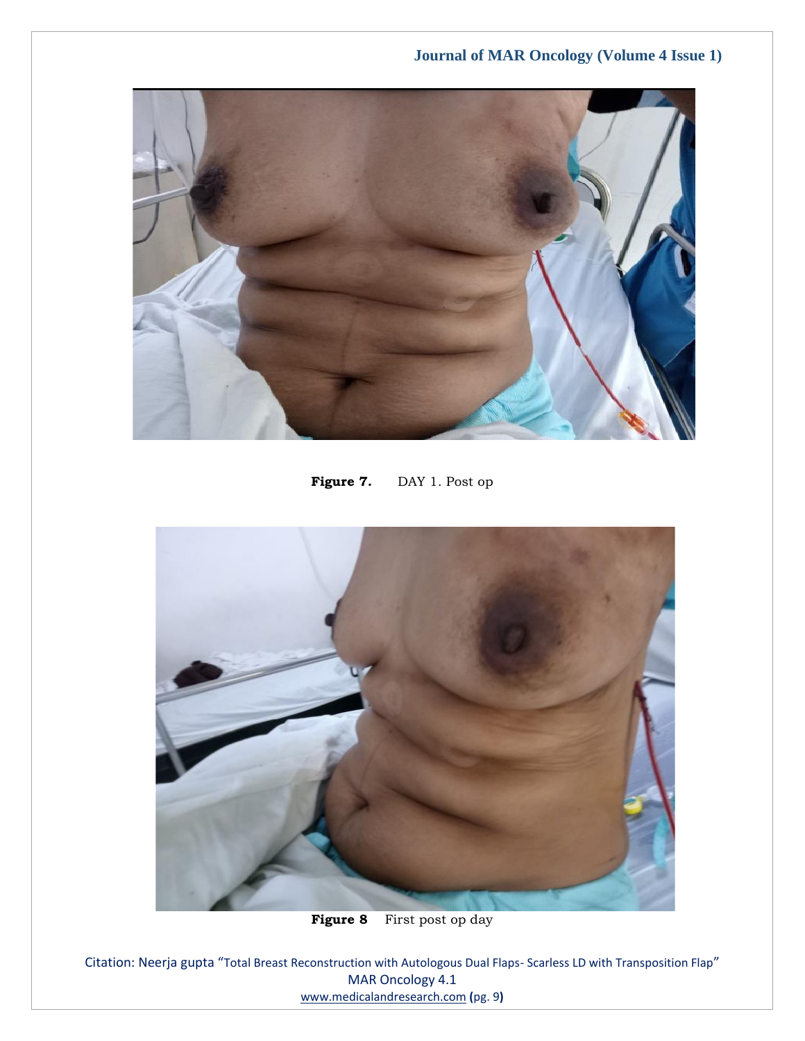**Figure 7.** DAY 1. Post op

**Figure 8** First post op day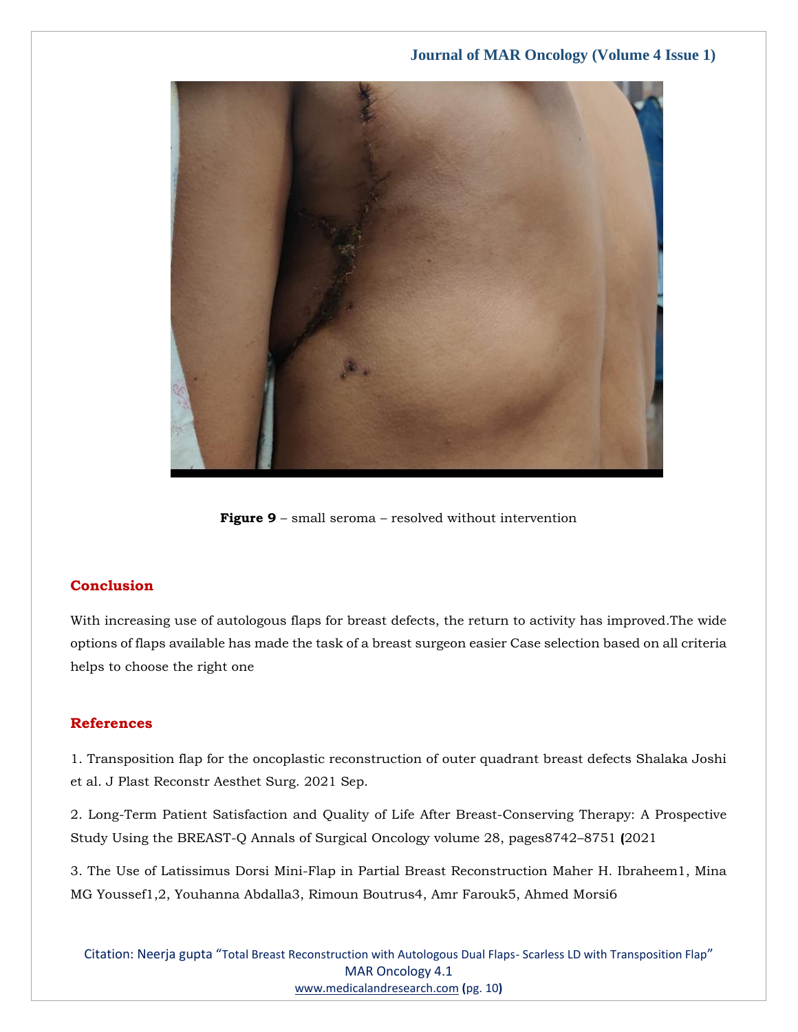**Figure 9** – small seroma – resolved without intervention

## Conclusion

With increasing use of autologous flaps for breast defects, the return to activity has improved.The wide options of flaps available has made the task of a breast surgeon easier Case selection based on all criteria helps to choose the right one

## References

1. Transposition flap for the oncoplastic reconstruction of outer quadrant breast defects Shalaka Joshi et al. J Plast Reconstr Aesthet Surg. 2021 Sep.

2. Long-Term Patient Satisfaction and Quality of Life After Breast-Conserving Therapy: A Prospective Study Using the BREAST-Q Annals of Surgical Oncology volume 28, pages8742–8751 (2021

3. The Use of Latissimus Dorsi Mini-Flap in Partial Breast Reconstruction Maher H. Ibraheem1, Mina MG Youssef1,2, Youhanna Abdalla3, Rimoun Boutrus4, Amr Farouk5, Ahmed Morsi6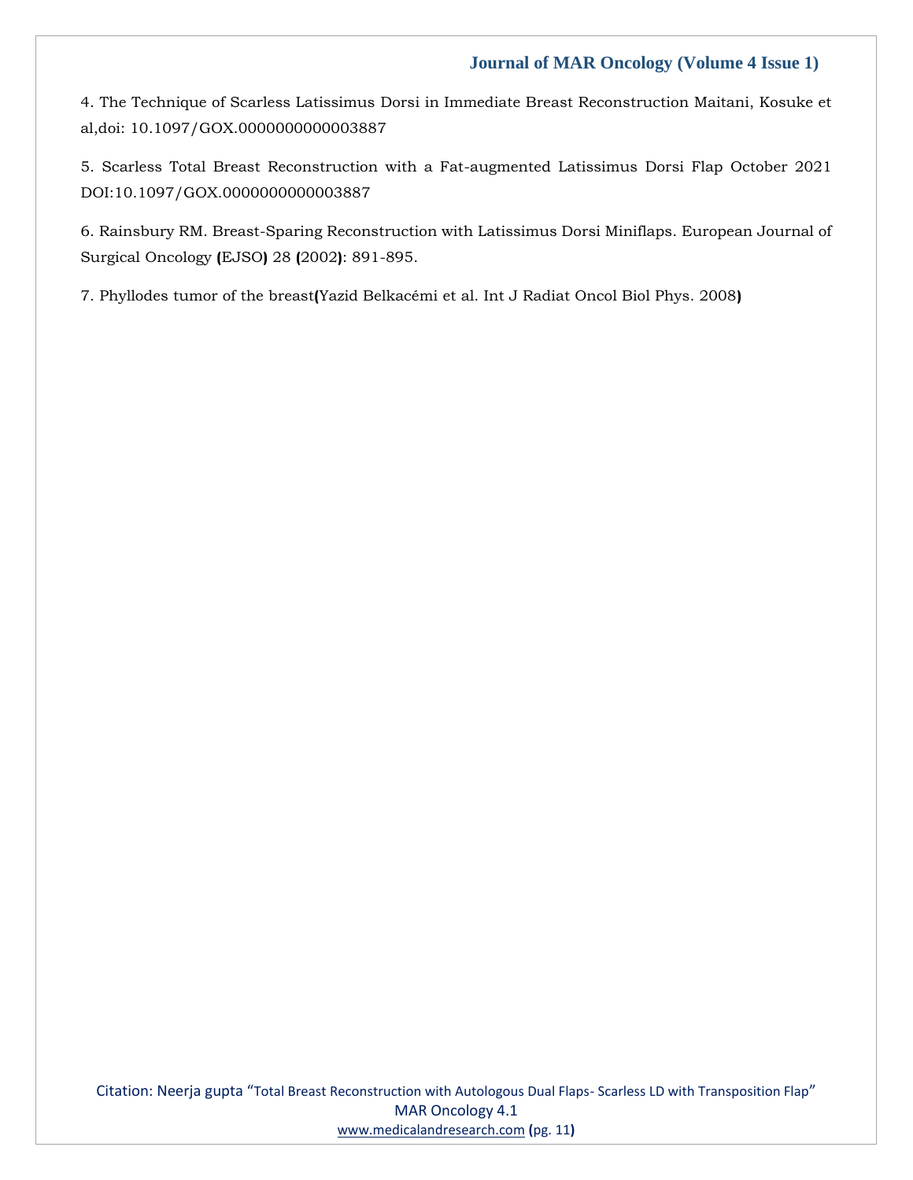4. The Technique of Scarless Latissimus Dorsi in Immediate Breast Reconstruction Maitani, Kosuke et al,doi: 10.1097/GOX.0000000000003887

5. Scarless Total Breast Reconstruction with a Fat-augmented Latissimus Dorsi Flap October 2021 DOI:10.1097/GOX.0000000000003887

6. Rainsbury RM. Breast-Sparing Reconstruction with Latissimus Dorsi Miniflaps. European Journal of Surgical Oncology (EJSO) 28 (2002): 891-895.

7. Phyllodes tumor of the breast(Yazid Belkacémi et al. Int J Radiat Oncol Biol Phys. 2008)